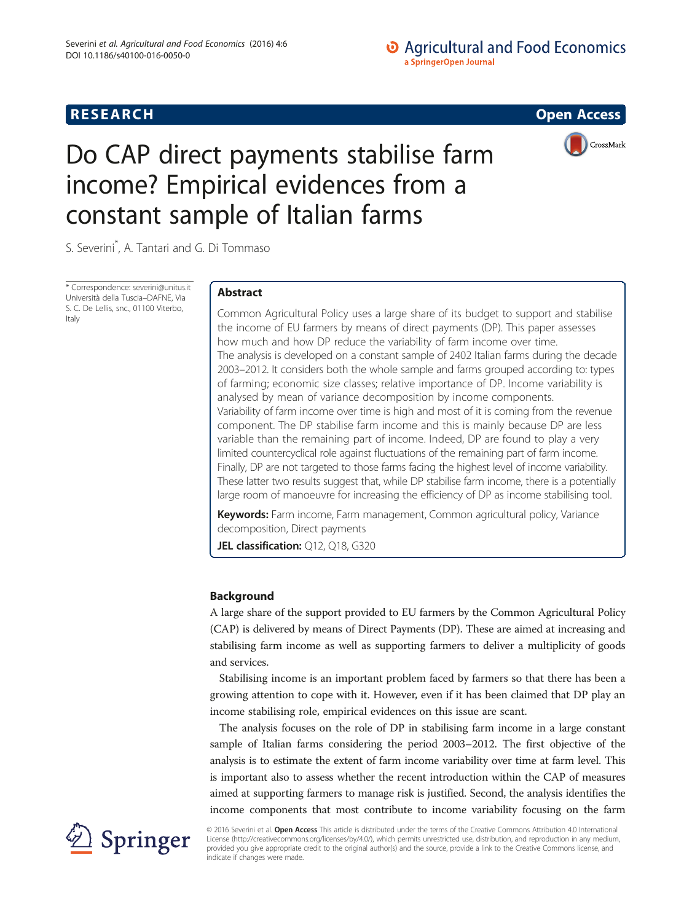RESEARCH Open Access

# Do CAP direct payments stabilise farm income? Empirical evidences from a constant sample of Italian farms

S. Severini*, A. Tantari and G. Di Tommaso

\* Correspondence: severini@unitus.it
Università della Tuscia–DAFNE, Via S. C. De Lellis, snc., 01100 Viterbo, Italy

## Abstract

Common Agricultural Policy uses a large share of its budget to support and stabilise the income of EU farmers by means of direct payments (DP). This paper assesses how much and how DP reduce the variability of farm income over time.

The analysis is developed on a constant sample of 2402 Italian farms during the decade 2003–2012. It considers both the whole sample and farms grouped according to: types of farming; economic size classes; relative importance of DP. Income variability is analysed by mean of variance decomposition by income components.

Variability of farm income over time is high and most of it is coming from the revenue component. The DP stabilise farm income and this is mainly because DP are less variable than the remaining part of income. Indeed, DP are found to play a very limited countercyclical role against fluctuations of the remaining part of farm income. Finally, DP are not targeted to those farms facing the highest level of income variability. These latter two results suggest that, while DP stabilise farm income, there is a potentially large room of manoeuvre for increasing the efficiency of DP as income stabilising tool.

**Keywords:** Farm income, Farm management, Common agricultural policy, Variance decomposition, Direct payments

**JEL classification:** Q12, Q18, G320

## Background

A large share of the support provided to EU farmers by the Common Agricultural Policy (CAP) is delivered by means of Direct Payments (DP). These are aimed at increasing and stabilising farm income as well as supporting farmers to deliver a multiplicity of goods and services.

Stabilising income is an important problem faced by farmers so that there has been a growing attention to cope with it. However, even if it has been claimed that DP play an income stabilising role, empirical evidences on this issue are scant.

The analysis focuses on the role of DP in stabilising farm income in a large constant sample of Italian farms considering the period 2003–2012. The first objective of the analysis is to estimate the extent of farm income variability over time at farm level. This is important also to assess whether the recent introduction within the CAP of measures aimed at supporting farmers to manage risk is justified. Second, the analysis identifies the income components that most contribute to income variability focusing on the farm

© 2016 Severini et al. **Open Access** This article is distributed under the terms of the Creative Commons Attribution 4.0 International License (http://creativecommons.org/licenses/by/4.0/), which permits unrestricted use, distribution, and reproduction in any medium, provided you give appropriate credit to the original author(s) and the source, provide a link to the Creative Commons license, and indicate if changes were made.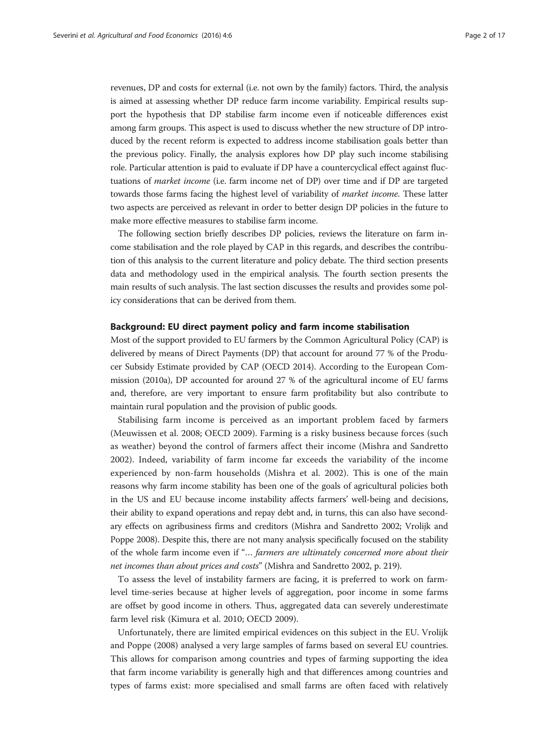revenues, DP and costs for external (i.e. not own by the family) factors. Third, the analysis is aimed at assessing whether DP reduce farm income variability. Empirical results support the hypothesis that DP stabilise farm income even if noticeable differences exist among farm groups. This aspect is used to discuss whether the new structure of DP introduced by the recent reform is expected to address income stabilisation goals better than the previous policy. Finally, the analysis explores how DP play such income stabilising role. Particular attention is paid to evaluate if DP have a countercyclical effect against fluctuations of *market income* (i.e. farm income net of DP) over time and if DP are targeted towards those farms facing the highest level of variability of *market income*. These latter two aspects are perceived as relevant in order to better design DP policies in the future to make more effective measures to stabilise farm income.

The following section briefly describes DP policies, reviews the literature on farm income stabilisation and the role played by CAP in this regards, and describes the contribution of this analysis to the current literature and policy debate. The third section presents data and methodology used in the empirical analysis. The fourth section presents the main results of such analysis. The last section discusses the results and provides some policy considerations that can be derived from them.

## Background: EU direct payment policy and farm income stabilisation

Most of the support provided to EU farmers by the Common Agricultural Policy (CAP) is delivered by means of Direct Payments (DP) that account for around 77 % of the Producer Subsidy Estimate provided by CAP (OECD 2014). According to the European Commission (2010a), DP accounted for around 27 % of the agricultural income of EU farms and, therefore, are very important to ensure farm profitability but also contribute to maintain rural population and the provision of public goods.

Stabilising farm income is perceived as an important problem faced by farmers (Meuwissen et al. 2008; OECD 2009). Farming is a risky business because forces (such as weather) beyond the control of farmers affect their income (Mishra and Sandretto 2002). Indeed, variability of farm income far exceeds the variability of the income experienced by non-farm households (Mishra et al. 2002). This is one of the main reasons why farm income stability has been one of the goals of agricultural policies both in the US and EU because income instability affects farmers' well-being and decisions, their ability to expand operations and repay debt and, in turns, this can also have secondary effects on agribusiness firms and creditors (Mishra and Sandretto 2002; Vrolijk and Poppe 2008). Despite this, there are not many analysis specifically focused on the stability of the whole farm income even if "*… farmers are ultimately concerned more about their net incomes than about prices and costs*" (Mishra and Sandretto 2002, p. 219).

To assess the level of instability farmers are facing, it is preferred to work on farm-level time-series because at higher levels of aggregation, poor income in some farms are offset by good income in others. Thus, aggregated data can severely underestimate farm level risk (Kimura et al. 2010; OECD 2009).

Unfortunately, there are limited empirical evidences on this subject in the EU. Vrolijk and Poppe (2008) analysed a very large samples of farms based on several EU countries. This allows for comparison among countries and types of farming supporting the idea that farm income variability is generally high and that differences among countries and types of farms exist: more specialised and small farms are often faced with relatively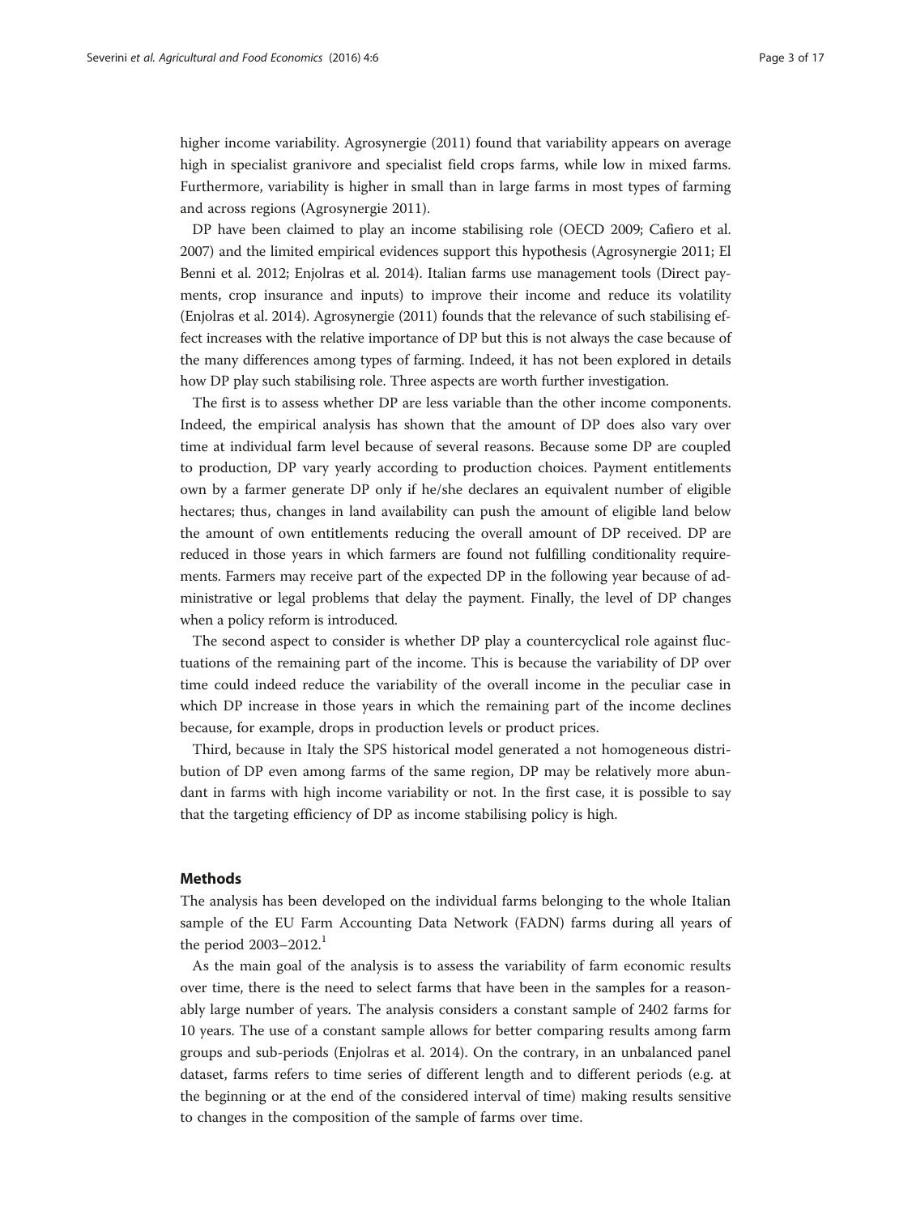higher income variability. Agrosynergie (2011) found that variability appears on average high in specialist granivore and specialist field crops farms, while low in mixed farms. Furthermore, variability is higher in small than in large farms in most types of farming and across regions (Agrosynergie 2011).

DP have been claimed to play an income stabilising role (OECD 2009; Cafiero et al. 2007) and the limited empirical evidences support this hypothesis (Agrosynergie 2011; El Benni et al. 2012; Enjolras et al. 2014). Italian farms use management tools (Direct payments, crop insurance and inputs) to improve their income and reduce its volatility (Enjolras et al. 2014). Agrosynergie (2011) founds that the relevance of such stabilising effect increases with the relative importance of DP but this is not always the case because of the many differences among types of farming. Indeed, it has not been explored in details how DP play such stabilising role. Three aspects are worth further investigation.

The first is to assess whether DP are less variable than the other income components. Indeed, the empirical analysis has shown that the amount of DP does also vary over time at individual farm level because of several reasons. Because some DP are coupled to production, DP vary yearly according to production choices. Payment entitlements own by a farmer generate DP only if he/she declares an equivalent number of eligible hectares; thus, changes in land availability can push the amount of eligible land below the amount of own entitlements reducing the overall amount of DP received. DP are reduced in those years in which farmers are found not fulfilling conditionality requirements. Farmers may receive part of the expected DP in the following year because of administrative or legal problems that delay the payment. Finally, the level of DP changes when a policy reform is introduced.

The second aspect to consider is whether DP play a countercyclical role against fluctuations of the remaining part of the income. This is because the variability of DP over time could indeed reduce the variability of the overall income in the peculiar case in which DP increase in those years in which the remaining part of the income declines because, for example, drops in production levels or product prices.

Third, because in Italy the SPS historical model generated a not homogeneous distribution of DP even among farms of the same region, DP may be relatively more abundant in farms with high income variability or not. In the first case, it is possible to say that the targeting efficiency of DP as income stabilising policy is high.

## Methods

The analysis has been developed on the individual farms belonging to the whole Italian sample of the EU Farm Accounting Data Network (FADN) farms during all years of the period 2003–2012.[1]

As the main goal of the analysis is to assess the variability of farm economic results over time, there is the need to select farms that have been in the samples for a reasonably large number of years. The analysis considers a constant sample of 2402 farms for 10 years. The use of a constant sample allows for better comparing results among farm groups and sub-periods (Enjolras et al. 2014). On the contrary, in an unbalanced panel dataset, farms refers to time series of different length and to different periods (e.g. at the beginning or at the end of the considered interval of time) making results sensitive to changes in the composition of the sample of farms over time.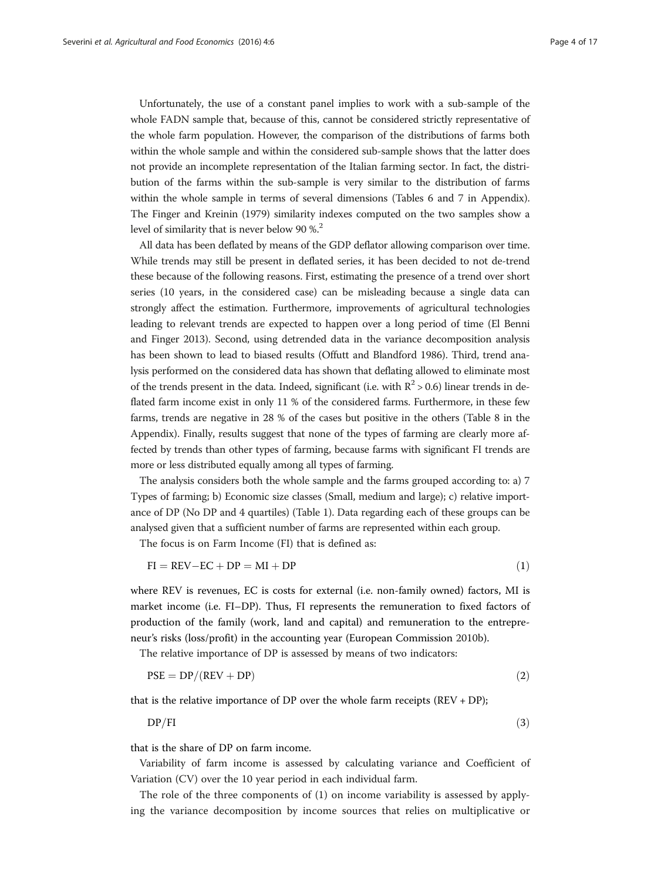Unfortunately, the use of a constant panel implies to work with a sub-sample of the whole FADN sample that, because of this, cannot be considered strictly representative of the whole farm population. However, the comparison of the distributions of farms both within the whole sample and within the considered sub-sample shows that the latter does not provide an incomplete representation of the Italian farming sector. In fact, the distribution of the farms within the sub-sample is very similar to the distribution of farms within the whole sample in terms of several dimensions (Tables 6 and 7 in Appendix). The Finger and Kreinin (1979) similarity indexes computed on the two samples show a level of similarity that is never below 90 %.[2]

All data has been deflated by means of the GDP deflator allowing comparison over time. While trends may still be present in deflated series, it has been decided to not de-trend these because of the following reasons. First, estimating the presence of a trend over short series (10 years, in the considered case) can be misleading because a single data can strongly affect the estimation. Furthermore, improvements of agricultural technologies leading to relevant trends are expected to happen over a long period of time (El Benni and Finger 2013). Second, using detrended data in the variance decomposition analysis has been shown to lead to biased results (Offutt and Blandford 1986). Third, trend analysis performed on the considered data has shown that deflating allowed to eliminate most of the trends present in the data. Indeed, significant (i.e. with $R^2 > 0.6$) linear trends in deflated farm income exist in only 11 % of the considered farms. Furthermore, in these few farms, trends are negative in 28 % of the cases but positive in the others (Table 8 in the Appendix). Finally, results suggest that none of the types of farming are clearly more affected by trends than other types of farming, because farms with significant FI trends are more or less distributed equally among all types of farming.

The analysis considers both the whole sample and the farms grouped according to: a) 7 Types of farming; b) Economic size classes (Small, medium and large); c) relative importance of DP (No DP and 4 quartiles) (Table 1). Data regarding each of these groups can be analysed given that a sufficient number of farms are represented within each group.

The focus is on Farm Income (FI) that is defined as:

$$\mathrm{FI} = \mathrm{REV} - \mathrm{EC} + \mathrm{DP} = \mathrm{MI} + \mathrm{DP} \tag{1}$$

where REV is revenues, EC is costs for external (i.e. non-family owned) factors, MI is market income (i.e. FI–DP). Thus, FI represents the remuneration to fixed factors of production of the family (work, land and capital) and remuneration to the entrepreneur's risks (loss/profit) in the accounting year (European Commission 2010b).

The relative importance of DP is assessed by means of two indicators:

$$\mathrm{PSE} = \mathrm{DP}/(\mathrm{REV} + \mathrm{DP}) \tag{2}$$

that is the relative importance of DP over the whole farm receipts (REV + DP);

$$\mathrm{DP}/\mathrm{FI} \tag{3}$$

that is the share of DP on farm income.

Variability of farm income is assessed by calculating variance and Coefficient of Variation (CV) over the 10 year period in each individual farm.

The role of the three components of (1) on income variability is assessed by applying the variance decomposition by income sources that relies on multiplicative or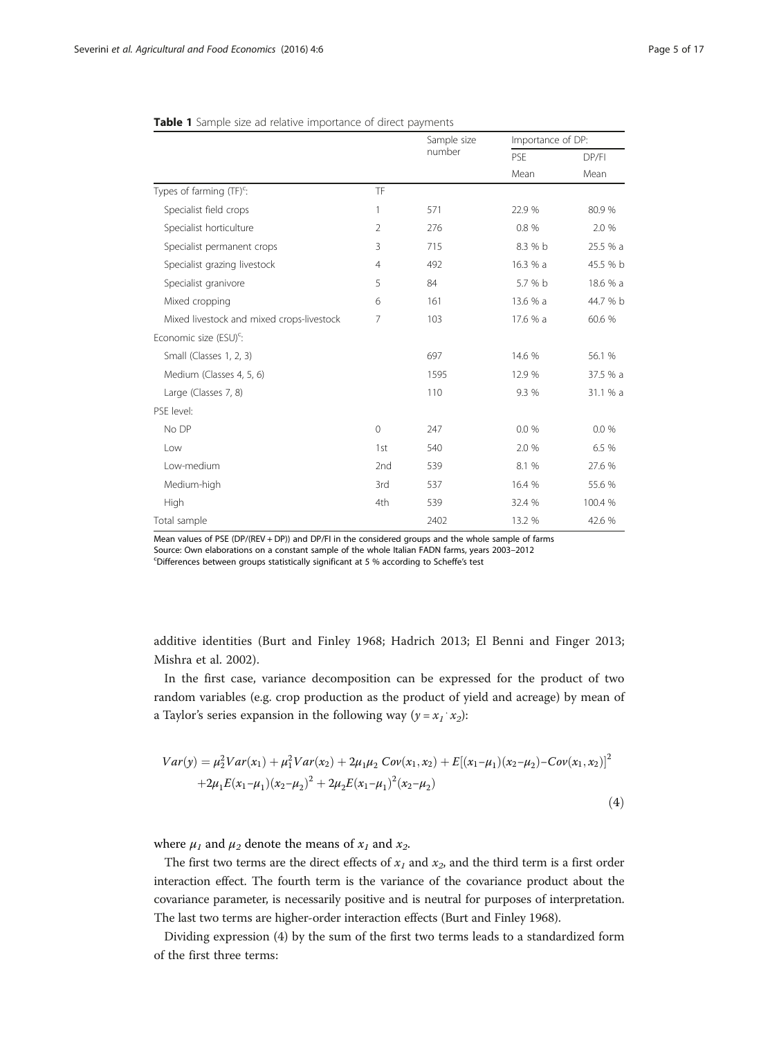**Table 1** Sample size ad relative importance of direct payments

| | | Sample size number | Importance of DP: | |
|---|---|---|---|---|
| | | | PSE | DP/FI |
| | | | Mean | Mean |
| Types of farming (TF)[c]: | TF | | | |
| Specialist field crops | 1 | 571 | 22.9 % | 80.9 % |
| Specialist horticulture | 2 | 276 | 0.8 % | 2.0 % |
| Specialist permanent crops | 3 | 715 | 8.3 % b | 25.5 % a |
| Specialist grazing livestock | 4 | 492 | 16.3 % a | 45.5 % b |
| Specialist granivore | 5 | 84 | 5.7 % b | 18.6 % a |
| Mixed cropping | 6 | 161 | 13.6 % a | 44.7 % b |
| Mixed livestock and mixed crops-livestock | 7 | 103 | 17.6 % a | 60.6 % |
| Economic size (ESU)[c]: | | | | |
| Small (Classes 1, 2, 3) | | 697 | 14.6 % | 56.1 % |
| Medium (Classes 4, 5, 6) | | 1595 | 12.9 % | 37.5 % a |
| Large (Classes 7, 8) | | 110 | 9.3 % | 31.1 % a |
| PSE level: | | | | |
| No DP | 0 | 247 | 0.0 % | 0.0 % |
| Low | 1st | 540 | 2.0 % | 6.5 % |
| Low-medium | 2nd | 539 | 8.1 % | 27.6 % |
| Medium-high | 3rd | 537 | 16.4 % | 55.6 % |
| High | 4th | 539 | 32.4 % | 100.4 % |
| Total sample | | 2402 | 13.2 % | 42.6 % |

Mean values of PSE (DP/(REV + DP)) and DP/FI in the considered groups and the whole sample of farms
Source: Own elaborations on a constant sample of the whole Italian FADN farms, years 2003–2012
[c]Differences between groups statistically significant at 5 % according to Scheffe's test

additive identities (Burt and Finley 1968; Hadrich 2013; El Benni and Finger 2013; Mishra et al. 2002).

In the first case, variance decomposition can be expressed for the product of two random variables (e.g. crop production as the product of yield and acreage) by mean of a Taylor's series expansion in the following way ($y = x_1 \cdot x_2$):

$$Var(y) = \mu_2^2 Var(x_1) + \mu_1^2 Var(x_2) + 2\mu_1\mu_2\, Cov(x_1, x_2) + E[(x_1 - \mu_1)(x_2 - \mu_2) - Cov(x_1, x_2)]^2 + 2\mu_1 E(x_1 - \mu_1)(x_2 - \mu_2)^2 + 2\mu_2 E(x_1 - \mu_1)^2(x_2 - \mu_2) \tag{4}$$

where $\mu_1$ and $\mu_2$ denote the means of $x_1$ and $x_2$.

The first two terms are the direct effects of $x_1$ and $x_2$, and the third term is a first order interaction effect. The fourth term is the variance of the covariance product about the covariance parameter, is necessarily positive and is neutral for purposes of interpretation. The last two terms are higher-order interaction effects (Burt and Finley 1968).

Dividing expression (4) by the sum of the first two terms leads to a standardized form of the first three terms: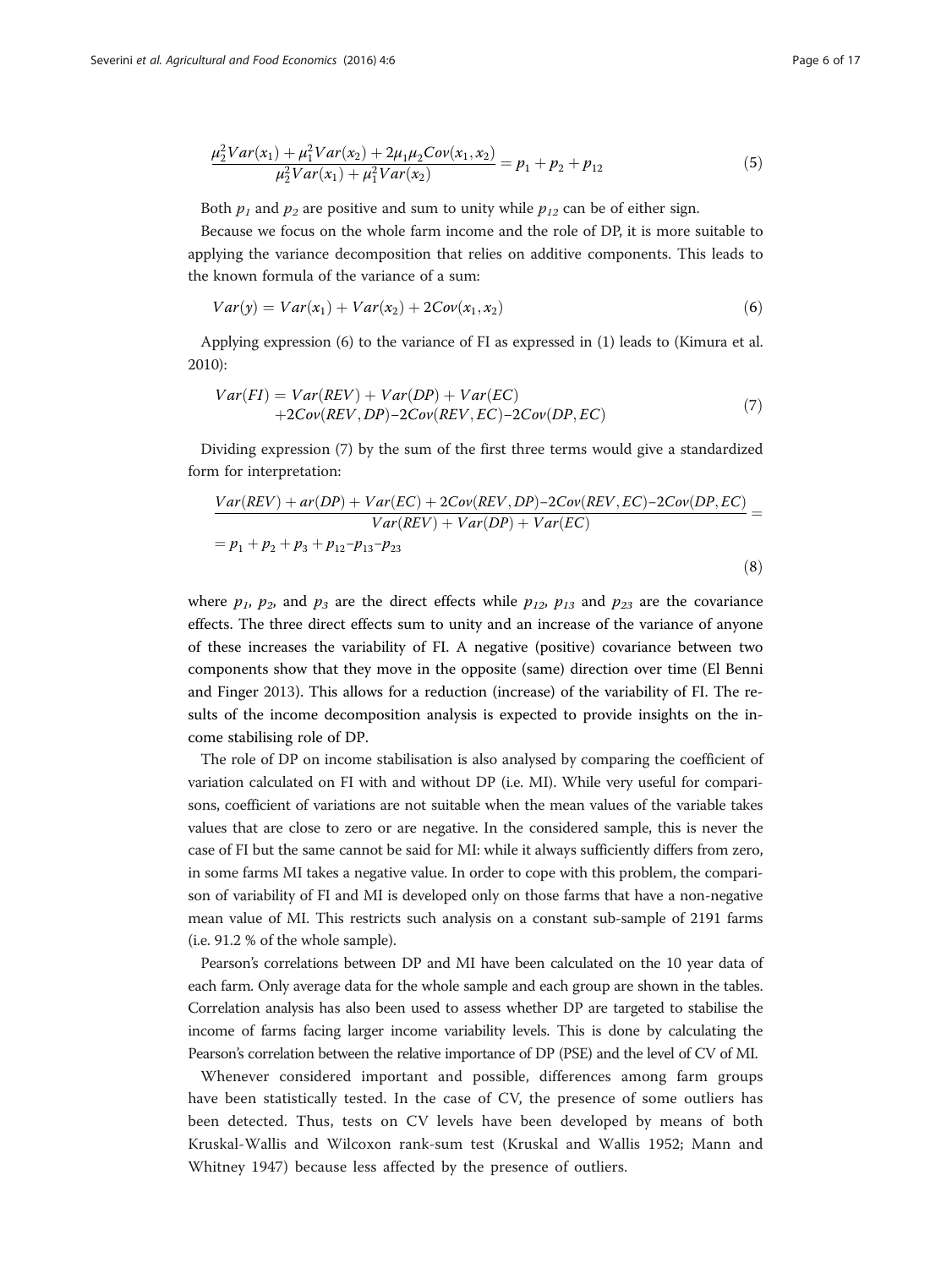$$\frac{\mu_2^2 Var(x_1) + \mu_1^2 Var(x_2) + 2\mu_1\mu_2 Cov(x_1, x_2)}{\mu_2^2 Var(x_1) + \mu_1^2 Var(x_2)} = p_1 + p_2 + p_{12} \tag{5}$$

Both $p_1$ and $p_2$ are positive and sum to unity while $p_{12}$ can be of either sign.

Because we focus on the whole farm income and the role of DP, it is more suitable to applying the variance decomposition that relies on additive components. This leads to the known formula of the variance of a sum:

$$Var(y) = Var(x_1) + Var(x_2) + 2Cov(x_1, x_2) \tag{6}$$

Applying expression (6) to the variance of FI as expressed in (1) leads to (Kimura et al. 2010):

$$\begin{aligned} Var(FI) = & Var(REV) + Var(DP) + Var(EC) \\ & + 2Cov(REV, DP) – 2Cov(REV, EC) – 2Cov(DP, EC) \end{aligned} \tag{7}$$

Dividing expression (7) by the sum of the first three terms would give a standardized form for interpretation:

$$\begin{aligned} & \frac{Var(REV) + ar(DP) + Var(EC) + 2Cov(REV, DP) – 2Cov(REV, EC) – 2Cov(DP, EC)}{Var(REV) + Var(DP) + Var(EC)} = \\ & = p_1 + p_2 + p_3 + p_{12} – p_{13} – p_{23} \end{aligned} \tag{8}$$

where $p_1$, $p_2$, and $p_3$ are the direct effects while $p_{12}$, $p_{13}$ and $p_{23}$ are the covariance effects. The three direct effects sum to unity and an increase of the variance of anyone of these increases the variability of FI. A negative (positive) covariance between two components show that they move in the opposite (same) direction over time (El Benni and Finger 2013). This allows for a reduction (increase) of the variability of FI. The results of the income decomposition analysis is expected to provide insights on the income stabilising role of DP.

The role of DP on income stabilisation is also analysed by comparing the coefficient of variation calculated on FI with and without DP (i.e. MI). While very useful for comparisons, coefficient of variations are not suitable when the mean values of the variable takes values that are close to zero or are negative. In the considered sample, this is never the case of FI but the same cannot be said for MI: while it always sufficiently differs from zero, in some farms MI takes a negative value. In order to cope with this problem, the comparison of variability of FI and MI is developed only on those farms that have a non-negative mean value of MI. This restricts such analysis on a constant sub-sample of 2191 farms (i.e. 91.2 % of the whole sample).

Pearson's correlations between DP and MI have been calculated on the 10 year data of each farm. Only average data for the whole sample and each group are shown in the tables. Correlation analysis has also been used to assess whether DP are targeted to stabilise the income of farms facing larger income variability levels. This is done by calculating the Pearson's correlation between the relative importance of DP (PSE) and the level of CV of MI.

Whenever considered important and possible, differences among farm groups have been statistically tested. In the case of CV, the presence of some outliers has been detected. Thus, tests on CV levels have been developed by means of both Kruskal-Wallis and Wilcoxon rank-sum test (Kruskal and Wallis 1952; Mann and Whitney 1947) because less affected by the presence of outliers.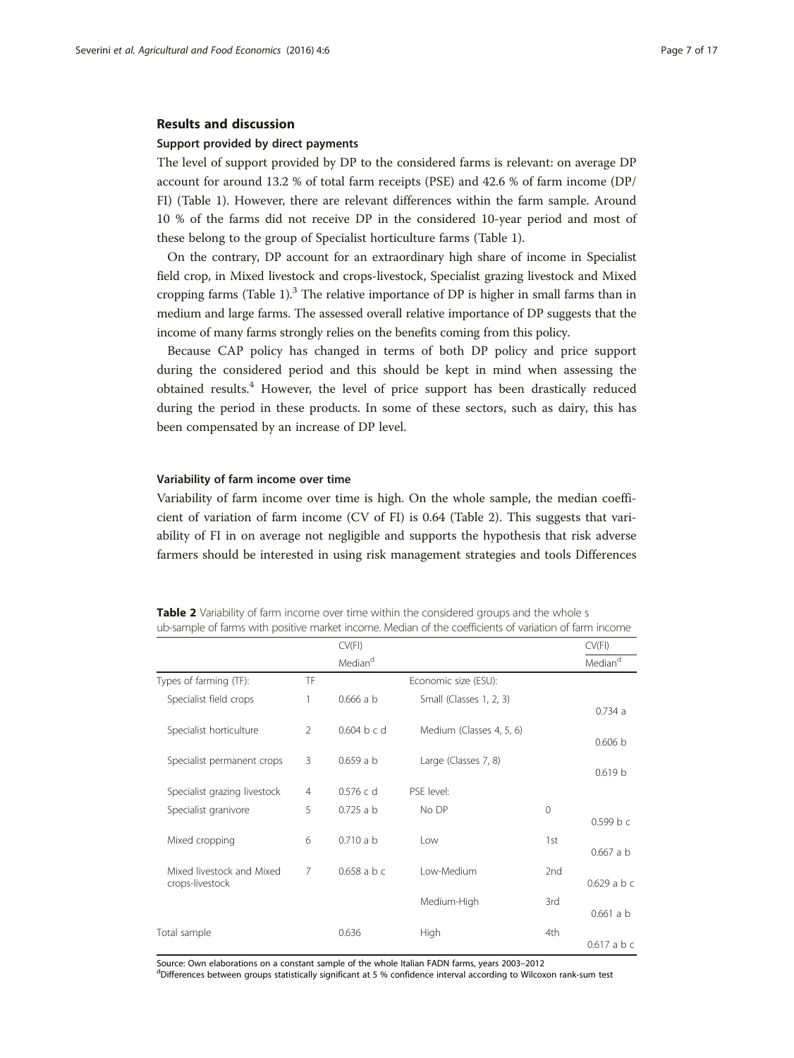## Results and discussion

### Support provided by direct payments

The level of support provided by DP to the considered farms is relevant: on average DP account for around 13.2 % of total farm receipts (PSE) and 42.6 % of farm income (DP/FI) (Table 1). However, there are relevant differences within the farm sample. Around 10 % of the farms did not receive DP in the considered 10-year period and most of these belong to the group of Specialist horticulture farms (Table 1).

On the contrary, DP account for an extraordinary high share of income in Specialist field crop, in Mixed livestock and crops-livestock, Specialist grazing livestock and Mixed cropping farms (Table 1).[3] The relative importance of DP is higher in small farms than in medium and large farms. The assessed overall relative importance of DP suggests that the income of many farms strongly relies on the benefits coming from this policy.

Because CAP policy has changed in terms of both DP policy and price support during the considered period and this should be kept in mind when assessing the obtained results.[4] However, the level of price support has been drastically reduced during the period in these products. In some of these sectors, such as dairy, this has been compensated by an increase of DP level.

### Variability of farm income over time

Variability of farm income over time is high. On the whole sample, the median coefficient of variation of farm income (CV of FI) is 0.64 (Table 2). This suggests that variability of FI in on average not negligible and supports the hypothesis that risk adverse farmers should be interested in using risk management strategies and tools Differences

**Table 2** Variability of farm income over time within the considered groups and the whole sub-sample of farms with positive market income. Median of the coefficients of variation of farm income

| | | CV(FI) Median[d] | | | CV(FI) Median[d] |
|---|---|---|---|---|---|
| Types of farming (TF): | TF | | Economic size (ESU): | | |
| Specialist field crops | 1 | 0.666 a b | Small (Classes 1, 2, 3) | | 0.734 a |
| Specialist horticulture | 2 | 0.604 b c d | Medium (Classes 4, 5, 6) | | 0.606 b |
| Specialist permanent crops | 3 | 0.659 a b | Large (Classes 7, 8) | | 0.619 b |
| Specialist grazing livestock | 4 | 0.576 c d | PSE level: | | |
| Specialist granivore | 5 | 0.725 a b | No DP | 0 | 0.599 b c |
| Mixed cropping | 6 | 0.710 a b | Low | 1st | 0.667 a b |
| Mixed livestock and Mixed crops-livestock | 7 | 0.658 a b c | Low-Medium | 2nd | 0.629 a b c |
| | | | Medium-High | 3rd | 0.661 a b |
| Total sample | | 0.636 | High | 4th | 0.617 a b c |

Source: Own elaborations on a constant sample of the whole Italian FADN farms, years 2003–2012

[d]Differences between groups statistically significant at 5 % confidence interval according to Wilcoxon rank-sum test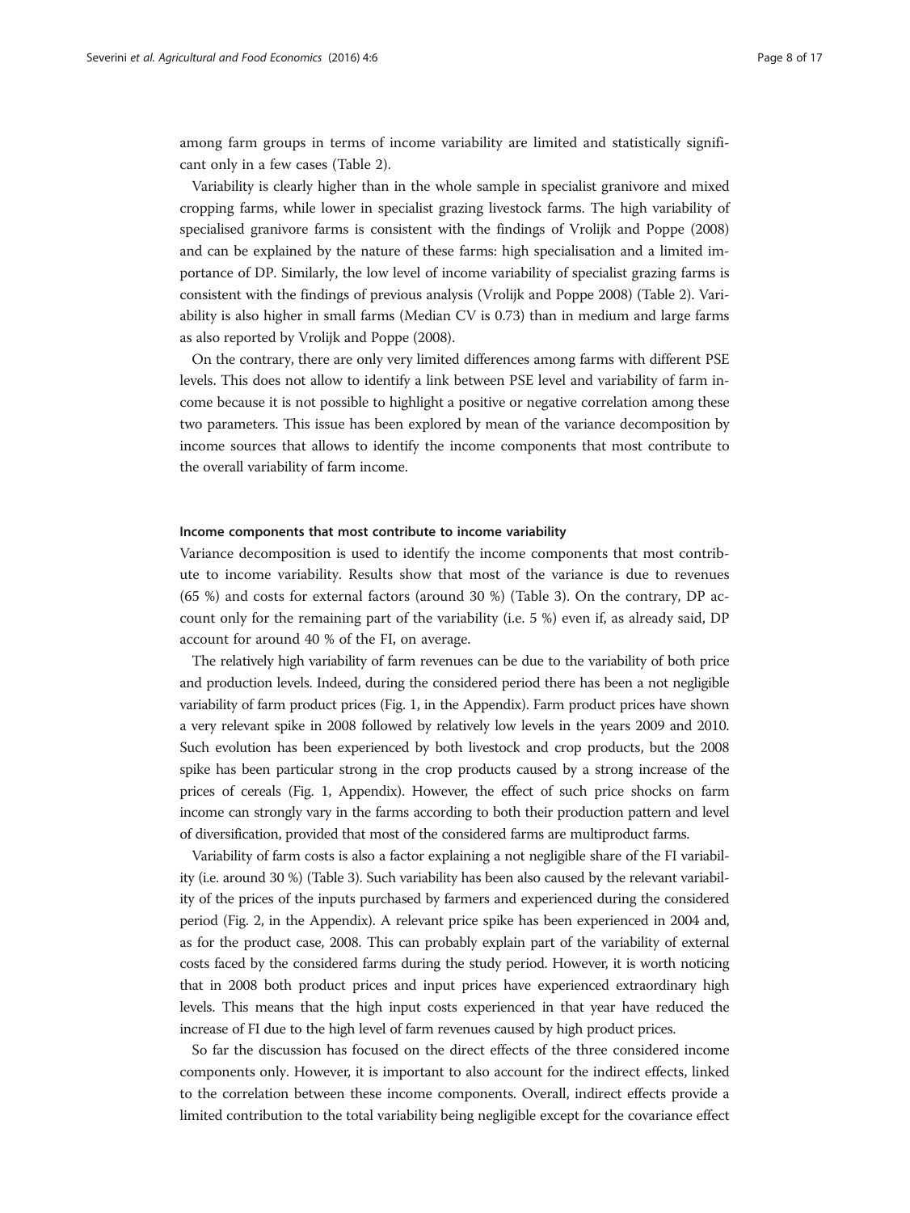among farm groups in terms of income variability are limited and statistically significant only in a few cases (Table 2).

Variability is clearly higher than in the whole sample in specialist granivore and mixed cropping farms, while lower in specialist grazing livestock farms. The high variability of specialised granivore farms is consistent with the findings of Vrolijk and Poppe (2008) and can be explained by the nature of these farms: high specialisation and a limited importance of DP. Similarly, the low level of income variability of specialist grazing farms is consistent with the findings of previous analysis (Vrolijk and Poppe 2008) (Table 2). Variability is also higher in small farms (Median CV is 0.73) than in medium and large farms as also reported by Vrolijk and Poppe (2008).

On the contrary, there are only very limited differences among farms with different PSE levels. This does not allow to identify a link between PSE level and variability of farm income because it is not possible to highlight a positive or negative correlation among these two parameters. This issue has been explored by mean of the variance decomposition by income sources that allows to identify the income components that most contribute to the overall variability of farm income.

#### Income components that most contribute to income variability

Variance decomposition is used to identify the income components that most contribute to income variability. Results show that most of the variance is due to revenues (65 %) and costs for external factors (around 30 %) (Table 3). On the contrary, DP account only for the remaining part of the variability (i.e. 5 %) even if, as already said, DP account for around 40 % of the FI, on average.

The relatively high variability of farm revenues can be due to the variability of both price and production levels. Indeed, during the considered period there has been a not negligible variability of farm product prices (Fig. 1, in the Appendix). Farm product prices have shown a very relevant spike in 2008 followed by relatively low levels in the years 2009 and 2010. Such evolution has been experienced by both livestock and crop products, but the 2008 spike has been particular strong in the crop products caused by a strong increase of the prices of cereals (Fig. 1, Appendix). However, the effect of such price shocks on farm income can strongly vary in the farms according to both their production pattern and level of diversification, provided that most of the considered farms are multiproduct farms.

Variability of farm costs is also a factor explaining a not negligible share of the FI variability (i.e. around 30 %) (Table 3). Such variability has been also caused by the relevant variability of the prices of the inputs purchased by farmers and experienced during the considered period (Fig. 2, in the Appendix). A relevant price spike has been experienced in 2004 and, as for the product case, 2008. This can probably explain part of the variability of external costs faced by the considered farms during the study period. However, it is worth noticing that in 2008 both product prices and input prices have experienced extraordinary high levels. This means that the high input costs experienced in that year have reduced the increase of FI due to the high level of farm revenues caused by high product prices.

So far the discussion has focused on the direct effects of the three considered income components only. However, it is important to also account for the indirect effects, linked to the correlation between these income components. Overall, indirect effects provide a limited contribution to the total variability being negligible except for the covariance effect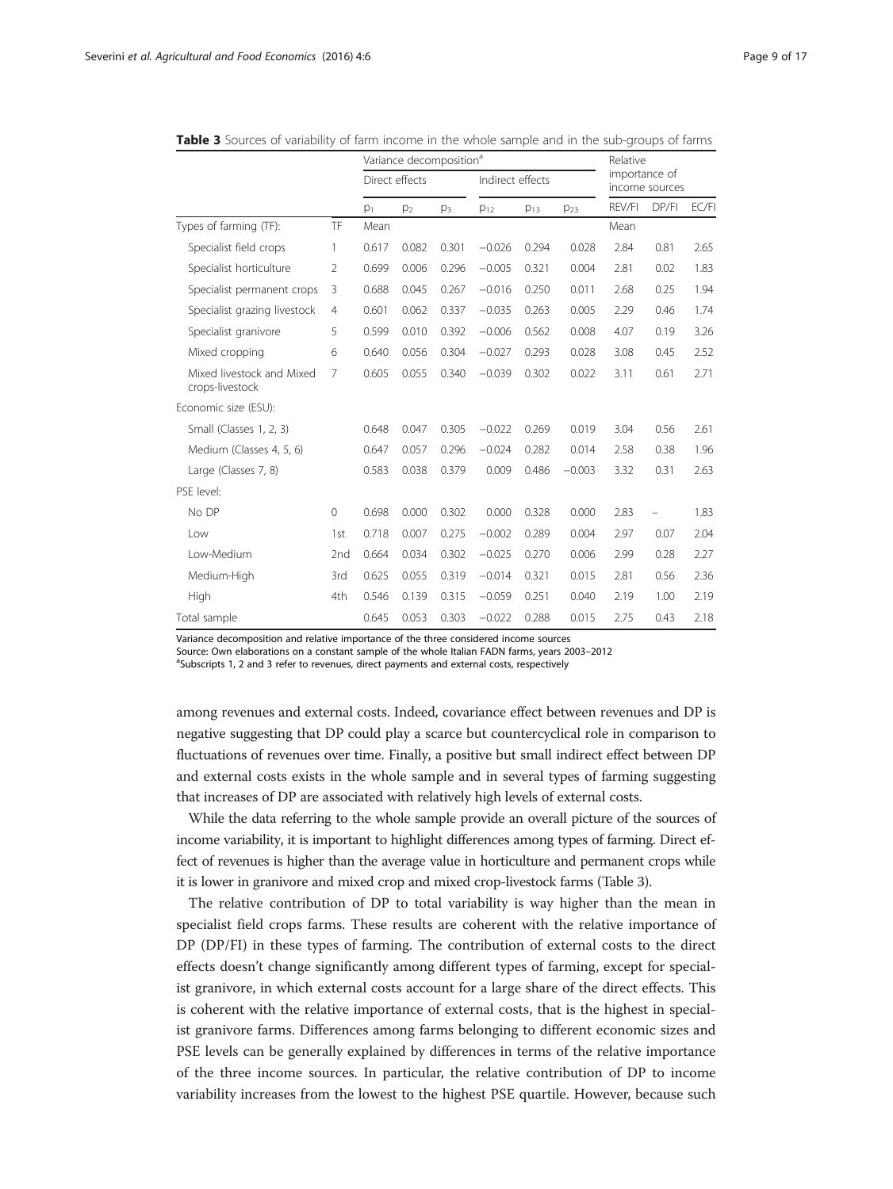**Table 3** Sources of variability of farm income in the whole sample and in the sub-groups of farms

| | | Variance decomposition[a] | | | | | | Relative importance of income sources | | |
|---|---|---|---|---|---|---|---|---|---|---|
| | | Direct effects | | | Indirect effects | | | | | |
| | | $p_1$ | $p_2$ | $p_3$ | $p_{12}$ | $p_{13}$ | $p_{23}$ | REV/FI | DP/FI | EC/FI |
| Types of farming (TF): | TF | Mean | | | | | | Mean | | |
| Specialist field crops | 1 | 0.617 | 0.082 | 0.301 | −0.026 | 0.294 | 0.028 | 2.84 | 0.81 | 2.65 |
| Specialist horticulture | 2 | 0.699 | 0.006 | 0.296 | −0.005 | 0.321 | 0.004 | 2.81 | 0.02 | 1.83 |
| Specialist permanent crops | 3 | 0.688 | 0.045 | 0.267 | −0.016 | 0.250 | 0.011 | 2.68 | 0.25 | 1.94 |
| Specialist grazing livestock | 4 | 0.601 | 0.062 | 0.337 | −0.035 | 0.263 | 0.005 | 2.29 | 0.46 | 1.74 |
| Specialist granivore | 5 | 0.599 | 0.010 | 0.392 | −0.006 | 0.562 | 0.008 | 4.07 | 0.19 | 3.26 |
| Mixed cropping | 6 | 0.640 | 0.056 | 0.304 | −0.027 | 0.293 | 0.028 | 3.08 | 0.45 | 2.52 |
| Mixed livestock and Mixed crops-livestock | 7 | 0.605 | 0.055 | 0.340 | −0.039 | 0.302 | 0.022 | 3.11 | 0.61 | 2.71 |
| Economic size (ESU): | | | | | | | | | | |
| Small (Classes 1, 2, 3) | | 0.648 | 0.047 | 0.305 | −0.022 | 0.269 | 0.019 | 3.04 | 0.56 | 2.61 |
| Medium (Classes 4, 5, 6) | | 0.647 | 0.057 | 0.296 | −0.024 | 0.282 | 0.014 | 2.58 | 0.38 | 1.96 |
| Large (Classes 7, 8) | | 0.583 | 0.038 | 0.379 | 0.009 | 0.486 | −0.003 | 3.32 | 0.31 | 2.63 |
| PSE level: | | | | | | | | | | |
| No DP | 0 | 0.698 | 0.000 | 0.302 | 0.000 | 0.328 | 0.000 | 2.83 | – | 1.83 |
| Low | 1st | 0.718 | 0.007 | 0.275 | −0.002 | 0.289 | 0.004 | 2.97 | 0.07 | 2.04 |
| Low-Medium | 2nd | 0.664 | 0.034 | 0.302 | −0.025 | 0.270 | 0.006 | 2.99 | 0.28 | 2.27 |
| Medium-High | 3rd | 0.625 | 0.055 | 0.319 | −0.014 | 0.321 | 0.015 | 2.81 | 0.56 | 2.36 |
| High | 4th | 0.546 | 0.139 | 0.315 | −0.059 | 0.251 | 0.040 | 2.19 | 1.00 | 2.19 |
| Total sample | | 0.645 | 0.053 | 0.303 | −0.022 | 0.288 | 0.015 | 2.75 | 0.43 | 2.18 |

Variance decomposition and relative importance of the three considered income sources
Source: Own elaborations on a constant sample of the whole Italian FADN farms, years 2003–2012
[a]Subscripts 1, 2 and 3 refer to revenues, direct payments and external costs, respectively

among revenues and external costs. Indeed, covariance effect between revenues and DP is negative suggesting that DP could play a scarce but countercyclical role in comparison to fluctuations of revenues over time. Finally, a positive but small indirect effect between DP and external costs exists in the whole sample and in several types of farming suggesting that increases of DP are associated with relatively high levels of external costs.

While the data referring to the whole sample provide an overall picture of the sources of income variability, it is important to highlight differences among types of farming. Direct effect of revenues is higher than the average value in horticulture and permanent crops while it is lower in granivore and mixed crop and mixed crop-livestock farms (Table 3).

The relative contribution of DP to total variability is way higher than the mean in specialist field crops farms. These results are coherent with the relative importance of DP (DP/FI) in these types of farming. The contribution of external costs to the direct effects doesn't change significantly among different types of farming, except for specialist granivore, in which external costs account for a large share of the direct effects. This is coherent with the relative importance of external costs, that is the highest in specialist granivore farms. Differences among farms belonging to different economic sizes and PSE levels can be generally explained by differences in terms of the relative importance of the three income sources. In particular, the relative contribution of DP to income variability increases from the lowest to the highest PSE quartile. However, because such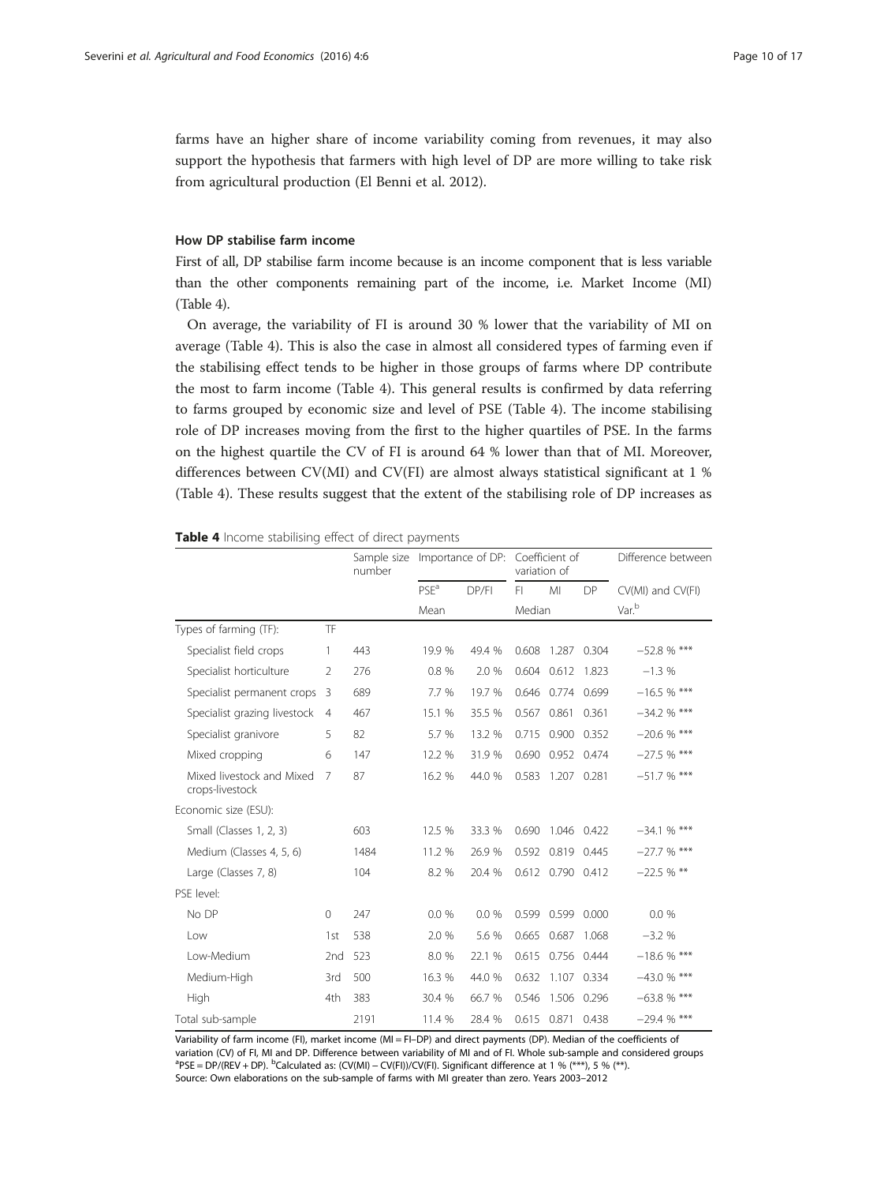farms have an higher share of income variability coming from revenues, it may also support the hypothesis that farmers with high level of DP are more willing to take risk from agricultural production (El Benni et al. 2012).

### How DP stabilise farm income

First of all, DP stabilise farm income because is an income component that is less variable than the other components remaining part of the income, i.e. Market Income (MI) (Table 4).

On average, the variability of FI is around 30 % lower that the variability of MI on average (Table 4). This is also the case in almost all considered types of farming even if the stabilising effect tends to be higher in those groups of farms where DP contribute the most to farm income (Table 4). This general results is confirmed by data referring to farms grouped by economic size and level of PSE (Table 4). The income stabilising role of DP increases moving from the first to the higher quartiles of PSE. In the farms on the highest quartile the CV of FI is around 64 % lower than that of MI. Moreover, differences between CV(MI) and CV(FI) are almost always statistical significant at 1 % (Table 4). These results suggest that the extent of the stabilising role of DP increases as

**Table 4** Income stabilising effect of direct payments

| | | Sample size number | Importance of DP: | | Coefficient of variation of | | | Difference between |
|---|---|---|---|---|---|---|---|---|
| | | | PSE[a] | DP/FI | FI | MI | DP | CV(MI) and CV(FI) |
| | | | Mean | | Median | | | Var.[b] |
| Types of farming (TF): | TF | | | | | | | |
| Specialist field crops | 1 | 443 | 19.9 % | 49.4 % | 0.608 | 1.287 | 0.304 | −52.8 % *** |
| Specialist horticulture | 2 | 276 | 0.8 % | 2.0 % | 0.604 | 0.612 | 1.823 | −1.3 % |
| Specialist permanent crops | 3 | 689 | 7.7 % | 19.7 % | 0.646 | 0.774 | 0.699 | −16.5 % *** |
| Specialist grazing livestock | 4 | 467 | 15.1 % | 35.5 % | 0.567 | 0.861 | 0.361 | −34.2 % *** |
| Specialist granivore | 5 | 82 | 5.7 % | 13.2 % | 0.715 | 0.900 | 0.352 | −20.6 % *** |
| Mixed cropping | 6 | 147 | 12.2 % | 31.9 % | 0.690 | 0.952 | 0.474 | −27.5 % *** |
| Mixed livestock and Mixed crops-livestock | 7 | 87 | 16.2 % | 44.0 % | 0.583 | 1.207 | 0.281 | −51.7 % *** |
| Economic size (ESU): | | | | | | | | |
| Small (Classes 1, 2, 3) | | 603 | 12.5 % | 33.3 % | 0.690 | 1.046 | 0.422 | −34.1 % *** |
| Medium (Classes 4, 5, 6) | | 1484 | 11.2 % | 26.9 % | 0.592 | 0.819 | 0.445 | −27.7 % *** |
| Large (Classes 7, 8) | | 104 | 8.2 % | 20.4 % | 0.612 | 0.790 | 0.412 | −22.5 % ** |
| PSE level: | | | | | | | | |
| No DP | 0 | 247 | 0.0 % | 0.0 % | 0.599 | 0.599 | 0.000 | 0.0 % |
| Low | 1st | 538 | 2.0 % | 5.6 % | 0.665 | 0.687 | 1.068 | −3.2 % |
| Low-Medium | 2nd | 523 | 8.0 % | 22.1 % | 0.615 | 0.756 | 0.444 | −18.6 % *** |
| Medium-High | 3rd | 500 | 16.3 % | 44.0 % | 0.632 | 1.107 | 0.334 | −43.0 % *** |
| High | 4th | 383 | 30.4 % | 66.7 % | 0.546 | 1.506 | 0.296 | −63.8 % *** |
| Total sub-sample | | 2191 | 11.4 % | 28.4 % | 0.615 | 0.871 | 0.438 | −29.4 % *** |

Variability of farm income (FI), market income (MI = FI−DP) and direct payments (DP). Median of the coefficients of variation (CV) of FI, MI and DP. Difference between variability of MI and of FI. Whole sub-sample and considered groups
[a]PSE = DP/(REV + DP). [b]Calculated as: (CV(MI) − CV(FI))/CV(FI). Significant difference at 1 % (***), 5 % (**).
Source: Own elaborations on the sub-sample of farms with MI greater than zero. Years 2003–2012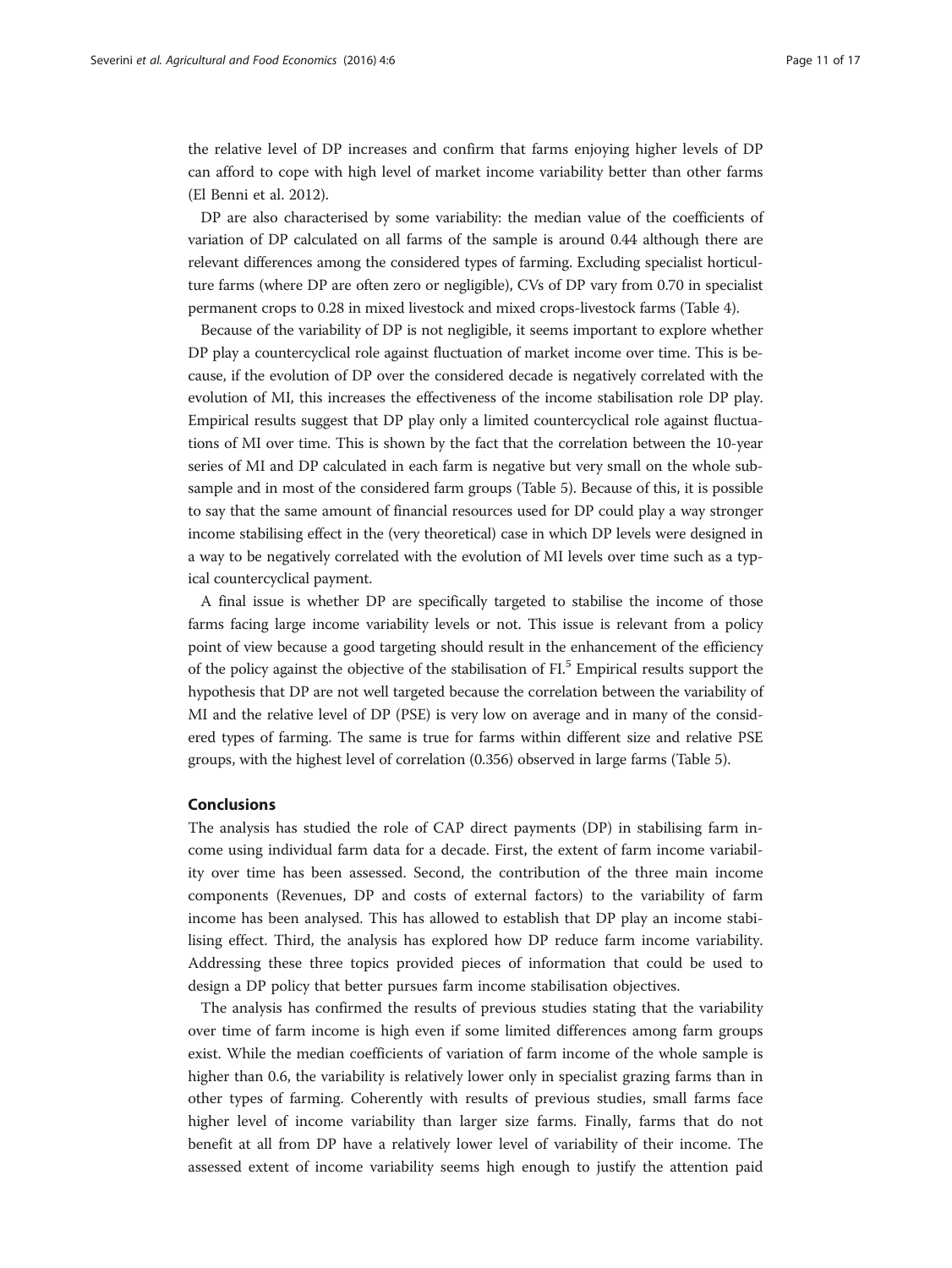the relative level of DP increases and confirm that farms enjoying higher levels of DP can afford to cope with high level of market income variability better than other farms (El Benni et al. 2012).

DP are also characterised by some variability: the median value of the coefficients of variation of DP calculated on all farms of the sample is around 0.44 although there are relevant differences among the considered types of farming. Excluding specialist horticulture farms (where DP are often zero or negligible), CVs of DP vary from 0.70 in specialist permanent crops to 0.28 in mixed livestock and mixed crops-livestock farms (Table 4).

Because of the variability of DP is not negligible, it seems important to explore whether DP play a countercyclical role against fluctuation of market income over time. This is because, if the evolution of DP over the considered decade is negatively correlated with the evolution of MI, this increases the effectiveness of the income stabilisation role DP play. Empirical results suggest that DP play only a limited countercyclical role against fluctuations of MI over time. This is shown by the fact that the correlation between the 10-year series of MI and DP calculated in each farm is negative but very small on the whole subsample and in most of the considered farm groups (Table 5). Because of this, it is possible to say that the same amount of financial resources used for DP could play a way stronger income stabilising effect in the (very theoretical) case in which DP levels were designed in a way to be negatively correlated with the evolution of MI levels over time such as a typical countercyclical payment.

A final issue is whether DP are specifically targeted to stabilise the income of those farms facing large income variability levels or not. This issue is relevant from a policy point of view because a good targeting should result in the enhancement of the efficiency of the policy against the objective of the stabilisation of FI.[5] Empirical results support the hypothesis that DP are not well targeted because the correlation between the variability of MI and the relative level of DP (PSE) is very low on average and in many of the considered types of farming. The same is true for farms within different size and relative PSE groups, with the highest level of correlation (0.356) observed in large farms (Table 5).

## Conclusions

The analysis has studied the role of CAP direct payments (DP) in stabilising farm income using individual farm data for a decade. First, the extent of farm income variability over time has been assessed. Second, the contribution of the three main income components (Revenues, DP and costs of external factors) to the variability of farm income has been analysed. This has allowed to establish that DP play an income stabilising effect. Third, the analysis has explored how DP reduce farm income variability. Addressing these three topics provided pieces of information that could be used to design a DP policy that better pursues farm income stabilisation objectives.

The analysis has confirmed the results of previous studies stating that the variability over time of farm income is high even if some limited differences among farm groups exist. While the median coefficients of variation of farm income of the whole sample is higher than 0.6, the variability is relatively lower only in specialist grazing farms than in other types of farming. Coherently with results of previous studies, small farms face higher level of income variability than larger size farms. Finally, farms that do not benefit at all from DP have a relatively lower level of variability of their income. The assessed extent of income variability seems high enough to justify the attention paid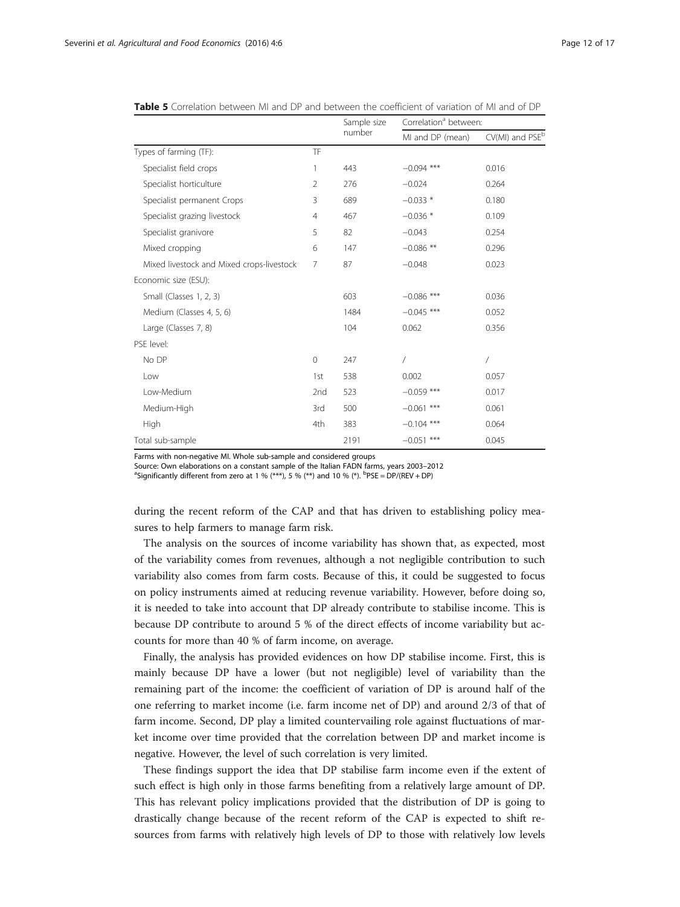**Table 5** Correlation between MI and DP and between the coefficient of variation of MI and of DP

| | | Sample size number | Correlation[a] between: | |
|---|---|---|---|---|
| | | | MI and DP (mean) | CV(MI) and PSE[b] |
| Types of farming (TF): | TF | | | |
| Specialist field crops | 1 | 443 | −0.094 *** | 0.016 |
| Specialist horticulture | 2 | 276 | −0.024 | 0.264 |
| Specialist permanent Crops | 3 | 689 | −0.033 * | 0.180 |
| Specialist grazing livestock | 4 | 467 | −0.036 * | 0.109 |
| Specialist granivore | 5 | 82 | −0.043 | 0.254 |
| Mixed cropping | 6 | 147 | −0.086 ** | 0.296 |
| Mixed livestock and Mixed crops-livestock | 7 | 87 | −0.048 | 0.023 |
| Economic size (ESU): | | | | |
| Small (Classes 1, 2, 3) | | 603 | −0.086 *** | 0.036 |
| Medium (Classes 4, 5, 6) | | 1484 | −0.045 *** | 0.052 |
| Large (Classes 7, 8) | | 104 | 0.062 | 0.356 |
| PSE level: | | | | |
| No DP | 0 | 247 | / | / |
| Low | 1st | 538 | 0.002 | 0.057 |
| Low-Medium | 2nd | 523 | −0.059 *** | 0.017 |
| Medium-High | 3rd | 500 | −0.061 *** | 0.061 |
| High | 4th | 383 | −0.104 *** | 0.064 |
| Total sub-sample | | 2191 | −0.051 *** | 0.045 |

Farms with non-negative MI. Whole sub-sample and considered groups
Source: Own elaborations on a constant sample of the Italian FADN farms, years 2003–2012
[a]Significantly different from zero at 1 % (***), 5 % (**) and 10 % (*). [b]PSE = DP/(REV + DP)

during the recent reform of the CAP and that has driven to establishing policy measures to help farmers to manage farm risk.

The analysis on the sources of income variability has shown that, as expected, most of the variability comes from revenues, although a not negligible contribution to such variability also comes from farm costs. Because of this, it could be suggested to focus on policy instruments aimed at reducing revenue variability. However, before doing so, it is needed to take into account that DP already contribute to stabilise income. This is because DP contribute to around 5 % of the direct effects of income variability but accounts for more than 40 % of farm income, on average.

Finally, the analysis has provided evidences on how DP stabilise income. First, this is mainly because DP have a lower (but not negligible) level of variability than the remaining part of the income: the coefficient of variation of DP is around half of the one referring to market income (i.e. farm income net of DP) and around 2/3 of that of farm income. Second, DP play a limited countervailing role against fluctuations of market income over time provided that the correlation between DP and market income is negative. However, the level of such correlation is very limited.

These findings support the idea that DP stabilise farm income even if the extent of such effect is high only in those farms benefiting from a relatively large amount of DP. This has relevant policy implications provided that the distribution of DP is going to drastically change because of the recent reform of the CAP is expected to shift resources from farms with relatively high levels of DP to those with relatively low levels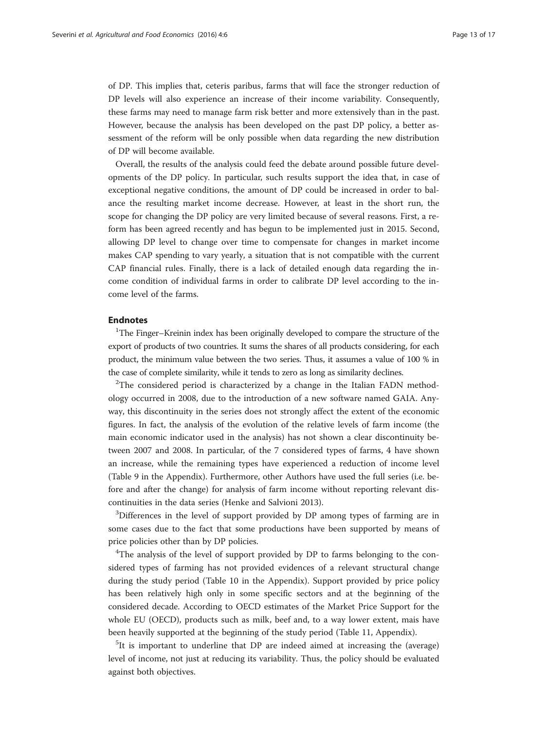of DP. This implies that, ceteris paribus, farms that will face the stronger reduction of DP levels will also experience an increase of their income variability. Consequently, these farms may need to manage farm risk better and more extensively than in the past. However, because the analysis has been developed on the past DP policy, a better assessment of the reform will be only possible when data regarding the new distribution of DP will become available.

Overall, the results of the analysis could feed the debate around possible future developments of the DP policy. In particular, such results support the idea that, in case of exceptional negative conditions, the amount of DP could be increased in order to balance the resulting market income decrease. However, at least in the short run, the scope for changing the DP policy are very limited because of several reasons. First, a reform has been agreed recently and has begun to be implemented just in 2015. Second, allowing DP level to change over time to compensate for changes in market income makes CAP spending to vary yearly, a situation that is not compatible with the current CAP financial rules. Finally, there is a lack of detailed enough data regarding the income condition of individual farms in order to calibrate DP level according to the income level of the farms.

## Endnotes

[1]The Finger–Kreinin index has been originally developed to compare the structure of the export of products of two countries. It sums the shares of all products considering, for each product, the minimum value between the two series. Thus, it assumes a value of 100 % in the case of complete similarity, while it tends to zero as long as similarity declines.

[2]The considered period is characterized by a change in the Italian FADN methodology occurred in 2008, due to the introduction of a new software named GAIA. Anyway, this discontinuity in the series does not strongly affect the extent of the economic figures. In fact, the analysis of the evolution of the relative levels of farm income (the main economic indicator used in the analysis) has not shown a clear discontinuity between 2007 and 2008. In particular, of the 7 considered types of farms, 4 have shown an increase, while the remaining types have experienced a reduction of income level (Table 9 in the Appendix). Furthermore, other Authors have used the full series (i.e. before and after the change) for analysis of farm income without reporting relevant discontinuities in the data series (Henke and Salvioni 2013).

[3]Differences in the level of support provided by DP among types of farming are in some cases due to the fact that some productions have been supported by means of price policies other than by DP policies.

[4]The analysis of the level of support provided by DP to farms belonging to the considered types of farming has not provided evidences of a relevant structural change during the study period (Table 10 in the Appendix). Support provided by price policy has been relatively high only in some specific sectors and at the beginning of the considered decade. According to OECD estimates of the Market Price Support for the whole EU (OECD), products such as milk, beef and, to a way lower extent, mais have been heavily supported at the beginning of the study period (Table 11, Appendix).

[5]It is important to underline that DP are indeed aimed at increasing the (average) level of income, not just at reducing its variability. Thus, the policy should be evaluated against both objectives.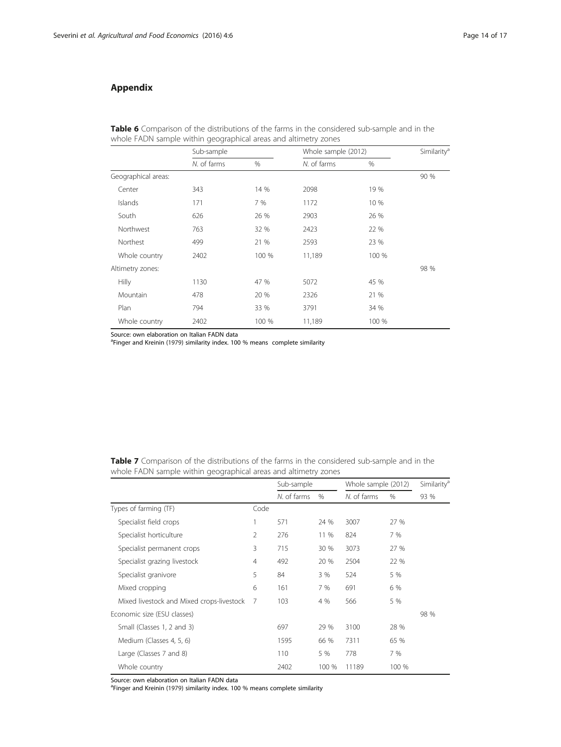## Appendix

**Table 6** Comparison of the distributions of the farms in the considered sub-sample and in the whole FADN sample within geographical areas and altimetry zones

| | Sub-sample | | Whole sample (2012) | | Similarity[a] |
|---|---|---|---|---|---|
| | *N.* of farms | % | *N.* of farms | % | |
| Geographical areas: | | | | | 90 % |
| Center | 343 | 14 % | 2098 | 19 % | |
| Islands | 171 | 7 % | 1172 | 10 % | |
| South | 626 | 26 % | 2903 | 26 % | |
| Northwest | 763 | 32 % | 2423 | 22 % | |
| Northest | 499 | 21 % | 2593 | 23 % | |
| Whole country | 2402 | 100 % | 11,189 | 100 % | |
| Altimetry zones: | | | | | 98 % |
| Hilly | 1130 | 47 % | 5072 | 45 % | |
| Mountain | 478 | 20 % | 2326 | 21 % | |
| Plan | 794 | 33 % | 3791 | 34 % | |
| Whole country | 2402 | 100 % | 11,189 | 100 % | |

Source: own elaboration on Italian FADN data
[a]Finger and Kreinin (1979) similarity index. 100 % means complete similarity

**Table 7** Comparison of the distributions of the farms in the considered sub-sample and in the whole FADN sample within geographical areas and altimetry zones

| | | Sub-sample | | Whole sample (2012) | | Similarity[a] |
|---|---|---|---|---|---|---|
| | | *N.* of farms | % | *N.* of farms | % | 93 % |
| Types of farming (TF) | Code | | | | | |
| Specialist field crops | 1 | 571 | 24 % | 3007 | 27 % | |
| Specialist horticulture | 2 | 276 | 11 % | 824 | 7 % | |
| Specialist permanent crops | 3 | 715 | 30 % | 3073 | 27 % | |
| Specialist grazing livestock | 4 | 492 | 20 % | 2504 | 22 % | |
| Specialist granivore | 5 | 84 | 3 % | 524 | 5 % | |
| Mixed cropping | 6 | 161 | 7 % | 691 | 6 % | |
| Mixed livestock and Mixed crops-livestock | 7 | 103 | 4 % | 566 | 5 % | |
| Economic size (ESU classes) | | | | | | 98 % |
| Small (Classes 1, 2 and 3) | | 697 | 29 % | 3100 | 28 % | |
| Medium (Classes 4, 5, 6) | | 1595 | 66 % | 7311 | 65 % | |
| Large (Classes 7 and 8) | | 110 | 5 % | 778 | 7 % | |
| Whole country | | 2402 | 100 % | 11189 | 100 % | |

Source: own elaboration on Italian FADN data
[a]Finger and Kreinin (1979) similarity index. 100 % means complete similarity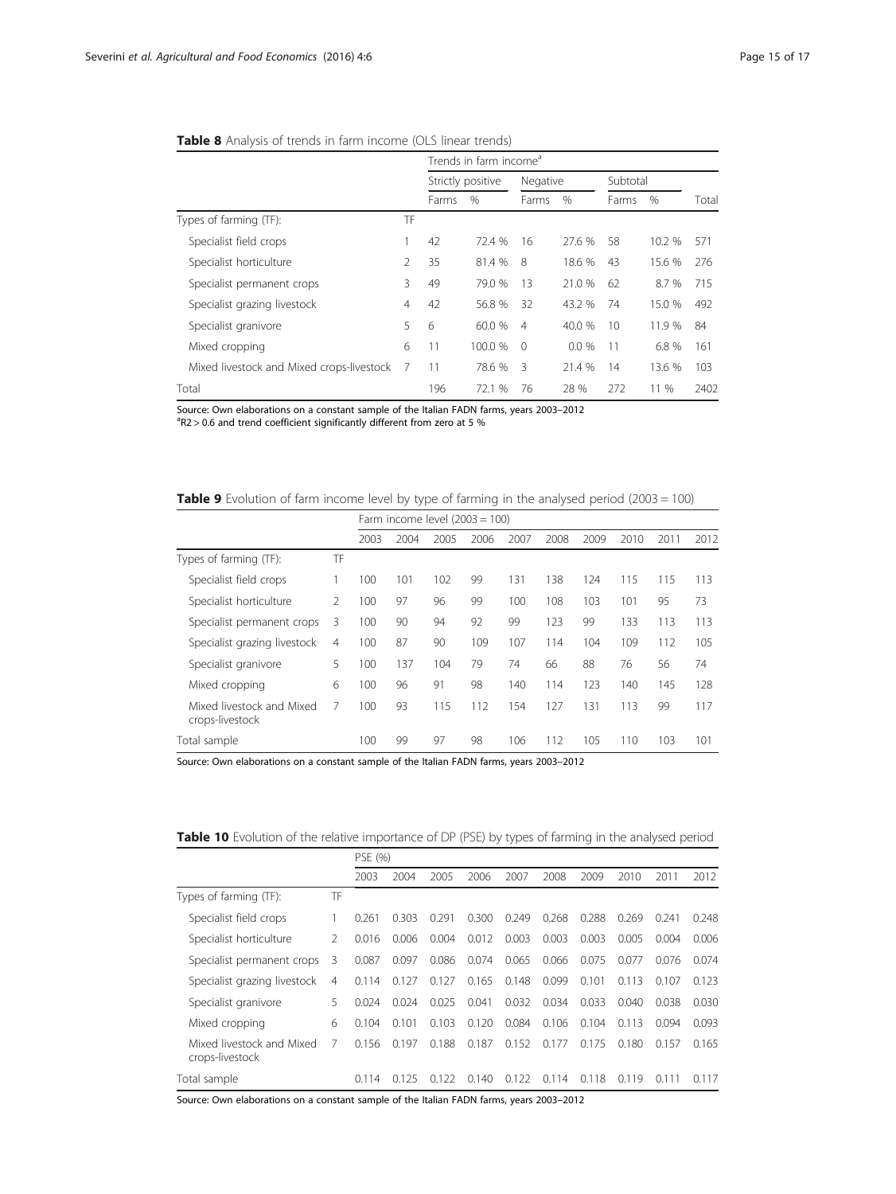**Table 8** Analysis of trends in farm income (OLS linear trends)

| | | Trends in farm income[a] | | | | | | |
|---|---|---|---|---|---|---|---|---|
| | | Strictly positive | | Negative | | Subtotal | | |
| | | Farms | % | Farms | % | Farms | % | Total |
| Types of farming (TF): | TF | | | | | | | |
| Specialist field crops | 1 | 42 | 72.4 % | 16 | 27.6 % | 58 | 10.2 % | 571 |
| Specialist horticulture | 2 | 35 | 81.4 % | 8 | 18.6 % | 43 | 15.6 % | 276 |
| Specialist permanent crops | 3 | 49 | 79.0 % | 13 | 21.0 % | 62 | 8.7 % | 715 |
| Specialist grazing livestock | 4 | 42 | 56.8 % | 32 | 43.2 % | 74 | 15.0 % | 492 |
| Specialist granivore | 5 | 6 | 60.0 % | 4 | 40.0 % | 10 | 11.9 % | 84 |
| Mixed cropping | 6 | 11 | 100.0 % | 0 | 0.0 % | 11 | 6.8 % | 161 |
| Mixed livestock and Mixed crops-livestock | 7 | 11 | 78.6 % | 3 | 21.4 % | 14 | 13.6 % | 103 |
| Total | | 196 | 72.1 % | 76 | 28 % | 272 | 11 % | 2402 |

Source: Own elaborations on a constant sample of the Italian FADN farms, years 2003–2012

[a]$R2 > 0.6$ and trend coefficient significantly different from zero at 5 %

**Table 9** Evolution of farm income level by type of farming in the analysed period (2003 = 100)

| | | Farm income level (2003 = 100) | | | | | | | | | |
|---|---|---|---|---|---|---|---|---|---|---|---|
| | | 2003 | 2004 | 2005 | 2006 | 2007 | 2008 | 2009 | 2010 | 2011 | 2012 |
| Types of farming (TF): | TF | | | | | | | | | | |
| Specialist field crops | 1 | 100 | 101 | 102 | 99 | 131 | 138 | 124 | 115 | 115 | 113 |
| Specialist horticulture | 2 | 100 | 97 | 96 | 99 | 100 | 108 | 103 | 101 | 95 | 73 |
| Specialist permanent crops | 3 | 100 | 90 | 94 | 92 | 99 | 123 | 99 | 133 | 113 | 113 |
| Specialist grazing livestock | 4 | 100 | 87 | 90 | 109 | 107 | 114 | 104 | 109 | 112 | 105 |
| Specialist granivore | 5 | 100 | 137 | 104 | 79 | 74 | 66 | 88 | 76 | 56 | 74 |
| Mixed cropping | 6 | 100 | 96 | 91 | 98 | 140 | 114 | 123 | 140 | 145 | 128 |
| Mixed livestock and Mixed crops-livestock | 7 | 100 | 93 | 115 | 112 | 154 | 127 | 131 | 113 | 99 | 117 |
| Total sample | | 100 | 99 | 97 | 98 | 106 | 112 | 105 | 110 | 103 | 101 |

Source: Own elaborations on a constant sample of the Italian FADN farms, years 2003–2012

**Table 10** Evolution of the relative importance of DP (PSE) by types of farming in the analysed period

| | | PSE (%) | | | | | | | | | |
|---|---|---|---|---|---|---|---|---|---|---|---|
| | | 2003 | 2004 | 2005 | 2006 | 2007 | 2008 | 2009 | 2010 | 2011 | 2012 |
| Types of farming (TF): | TF | | | | | | | | | | |
| Specialist field crops | 1 | 0.261 | 0.303 | 0.291 | 0.300 | 0.249 | 0.268 | 0.288 | 0.269 | 0.241 | 0.248 |
| Specialist horticulture | 2 | 0.016 | 0.006 | 0.004 | 0.012 | 0.003 | 0.003 | 0.003 | 0.005 | 0.004 | 0.006 |
| Specialist permanent crops | 3 | 0.087 | 0.097 | 0.086 | 0.074 | 0.065 | 0.066 | 0.075 | 0.077 | 0.076 | 0.074 |
| Specialist grazing livestock | 4 | 0.114 | 0.127 | 0.127 | 0.165 | 0.148 | 0.099 | 0.101 | 0.113 | 0.107 | 0.123 |
| Specialist granivore | 5 | 0.024 | 0.024 | 0.025 | 0.041 | 0.032 | 0.034 | 0.033 | 0.040 | 0.038 | 0.030 |
| Mixed cropping | 6 | 0.104 | 0.101 | 0.103 | 0.120 | 0.084 | 0.106 | 0.104 | 0.113 | 0.094 | 0.093 |
| Mixed livestock and Mixed crops-livestock | 7 | 0.156 | 0.197 | 0.188 | 0.187 | 0.152 | 0.177 | 0.175 | 0.180 | 0.157 | 0.165 |
| Total sample | | 0.114 | 0.125 | 0.122 | 0.140 | 0.122 | 0.114 | 0.118 | 0.119 | 0.111 | 0.117 |

Source: Own elaborations on a constant sample of the Italian FADN farms, years 2003–2012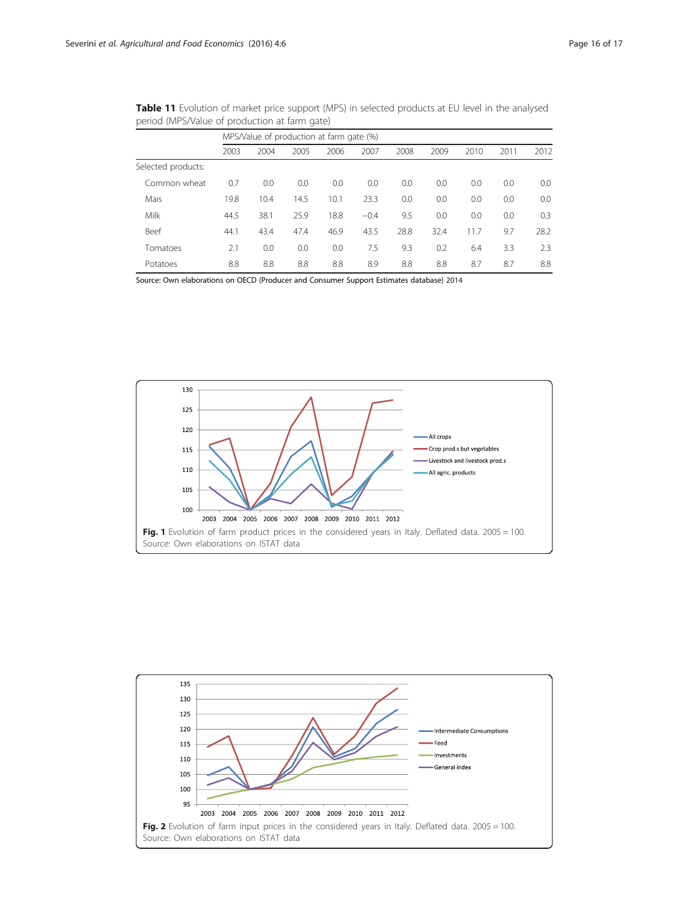**Table 11** Evolution of market price support (MPS) in selected products at EU level in the analysed period (MPS/Value of production at farm gate)

| | MPS/Value of production at farm gate (%) | | | | | | | | | |
|---|---|---|---|---|---|---|---|---|---|---|
| | 2003 | 2004 | 2005 | 2006 | 2007 | 2008 | 2009 | 2010 | 2011 | 2012 |
| Selected products: | | | | | | | | | | |
| Common wheat | 0.7 | 0.0 | 0.0 | 0.0 | 0.0 | 0.0 | 0.0 | 0.0 | 0.0 | 0.0 |
| Mais | 19.8 | 10.4 | 14.5 | 10.1 | 23.3 | 0.0 | 0.0 | 0.0 | 0.0 | 0.0 |
| Milk | 44.5 | 38.1 | 25.9 | 18.8 | −0.4 | 9.5 | 0.0 | 0.0 | 0.0 | 0.3 |
| Beef | 44.1 | 43.4 | 47.4 | 46.9 | 43.5 | 28.8 | 32.4 | 11.7 | 9.7 | 28.2 |
| Tomatoes | 2.1 | 0.0 | 0.0 | 0.0 | 7.5 | 9.3 | 0.2 | 6.4 | 3.3 | 2.3 |
| Potatoes | 8.8 | 8.8 | 8.8 | 8.8 | 8.9 | 8.8 | 8.8 | 8.7 | 8.7 | 8.8 |

Source: Own elaborations on OECD (Producer and Consumer Support Estimates database) 2014

**Fig. 1** Evolution of farm product prices in the considered years in Italy. Deflated data. 2005 = 100. Source: Own elaborations on ISTAT data

**Fig. 2** Evolution of farm input prices in the considered years in Italy. Deflated data. 2005 = 100. Source: Own elaborations on ISTAT data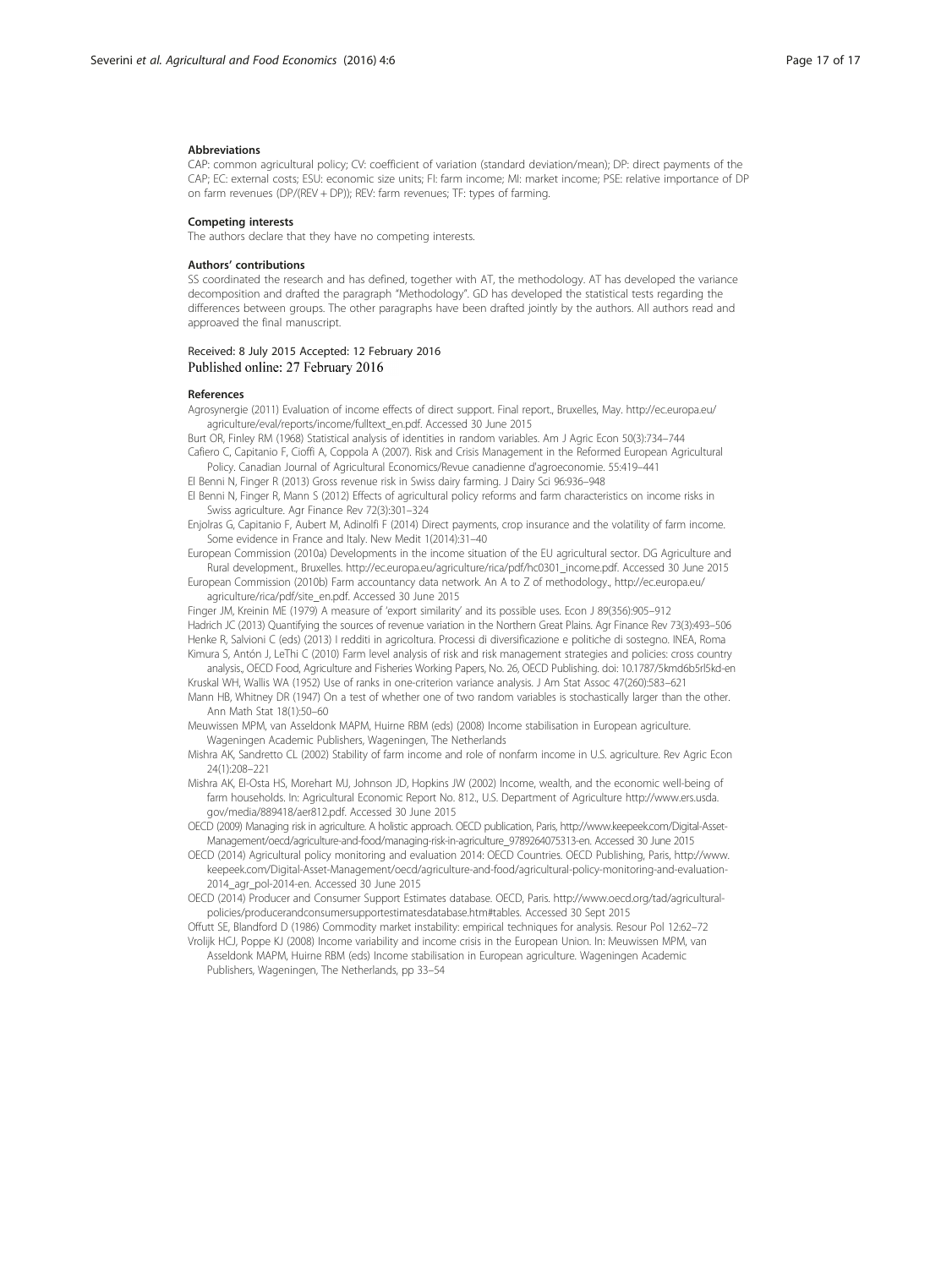#### Abbreviations

CAP: common agricultural policy; CV: coefficient of variation (standard deviation/mean); DP: direct payments of the CAP; EC: external costs; ESU: economic size units; FI: farm income; MI: market income; PSE: relative importance of DP on farm revenues (DP/(REV + DP)); REV: farm revenues; TF: types of farming.

#### Competing interests

The authors declare that they have no competing interests.

#### Authors' contributions

SS coordinated the research and has defined, together with AT, the methodology. AT has developed the variance decomposition and drafted the paragraph "Methodology". GD has developed the statistical tests regarding the differences between groups. The other paragraphs have been drafted jointly by the authors. All authors read and approaved the final manuscript.

Received: 8 July 2015 Accepted: 12 February 2016
Published online: 27 February 2016

#### References

Agrosynergie (2011) Evaluation of income effects of direct support. Final report., Bruxelles, May. http://ec.europa.eu/agriculture/eval/reports/income/fulltext_en.pdf. Accessed 30 June 2015

Burt OR, Finley RM (1968) Statistical analysis of identities in random variables. Am J Agric Econ 50(3):734–744

Cafiero C, Capitanio F, Cioffi A, Coppola A (2007). Risk and Crisis Management in the Reformed European Agricultural Policy. Canadian Journal of Agricultural Economics/Revue canadienne d'agroeconomie. 55:419–441

El Benni N, Finger R (2013) Gross revenue risk in Swiss dairy farming. J Dairy Sci 96:936–948

El Benni N, Finger R, Mann S (2012) Effects of agricultural policy reforms and farm characteristics on income risks in Swiss agriculture. Agr Finance Rev 72(3):301–324

Enjolras G, Capitanio F, Aubert M, Adinolfi F (2014) Direct payments, crop insurance and the volatility of farm income. Some evidence in France and Italy. New Medit 1(2014):31–40

European Commission (2010a) Developments in the income situation of the EU agricultural sector. DG Agriculture and Rural development., Bruxelles. http://ec.europa.eu/agriculture/rica/pdf/hc0301_income.pdf. Accessed 30 June 2015

European Commission (2010b) Farm accountancy data network. An A to Z of methodology., http://ec.europa.eu/agriculture/rica/pdf/site_en.pdf. Accessed 30 June 2015

Finger JM, Kreinin ME (1979) A measure of 'export similarity' and its possible uses. Econ J 89(356):905–912

Hadrich JC (2013) Quantifying the sources of revenue variation in the Northern Great Plains. Agr Finance Rev 73(3):493–506

Henke R, Salvioni C (eds) (2013) I redditi in agricoltura. Processi di diversificazione e politiche di sostegno. INEA, Roma

Kimura S, Antón J, LeThi C (2010) Farm level analysis of risk and risk management strategies and policies: cross country analysis., OECD Food, Agriculture and Fisheries Working Papers, No. 26, OECD Publishing. doi: 10.1787/5kmd6b5rl5kd-en

Kruskal WH, Wallis WA (1952) Use of ranks in one-criterion variance analysis. J Am Stat Assoc 47(260):583–621

Mann HB, Whitney DR (1947) On a test of whether one of two random variables is stochastically larger than the other. Ann Math Stat 18(1):50–60

Meuwissen MPM, van Asseldonk MAPM, Huirne RBM (eds) (2008) Income stabilisation in European agriculture. Wageningen Academic Publishers, Wageningen, The Netherlands

Mishra AK, Sandretto CL (2002) Stability of farm income and role of nonfarm income in U.S. agriculture. Rev Agric Econ 24(1):208–221

Mishra AK, El-Osta HS, Morehart MJ, Johnson JD, Hopkins JW (2002) Income, wealth, and the economic well-being of farm households. In: Agricultural Economic Report No. 812., U.S. Department of Agriculture http://www.ers.usda.gov/media/889418/aer812.pdf. Accessed 30 June 2015

OECD (2009) Managing risk in agriculture. A holistic approach. OECD publication, Paris, http://www.keepeek.com/Digital-Asset-Management/oecd/agriculture-and-food/managing-risk-in-agriculture_9789264075313-en. Accessed 30 June 2015

OECD (2014) Agricultural policy monitoring and evaluation 2014: OECD Countries. OECD Publishing, Paris, http://www.keepeek.com/Digital-Asset-Management/oecd/agriculture-and-food/agricultural-policy-monitoring-and-evaluation-2014_agr_pol-2014-en. Accessed 30 June 2015

OECD (2014) Producer and Consumer Support Estimates database. OECD, Paris. http://www.oecd.org/tad/agricultural-policies/producerandconsumersupportestimatesdatabase.htm#tables. Accessed 30 Sept 2015

Offutt SE, Blandford D (1986) Commodity market instability: empirical techniques for analysis. Resour Pol 12:62–72

Vrolijk HCJ, Poppe KJ (2008) Income variability and income crisis in the European Union. In: Meuwissen MPM, van Asseldonk MAPM, Huirne RBM (eds) Income stabilisation in European agriculture. Wageningen Academic Publishers, Wageningen, The Netherlands, pp 33–54